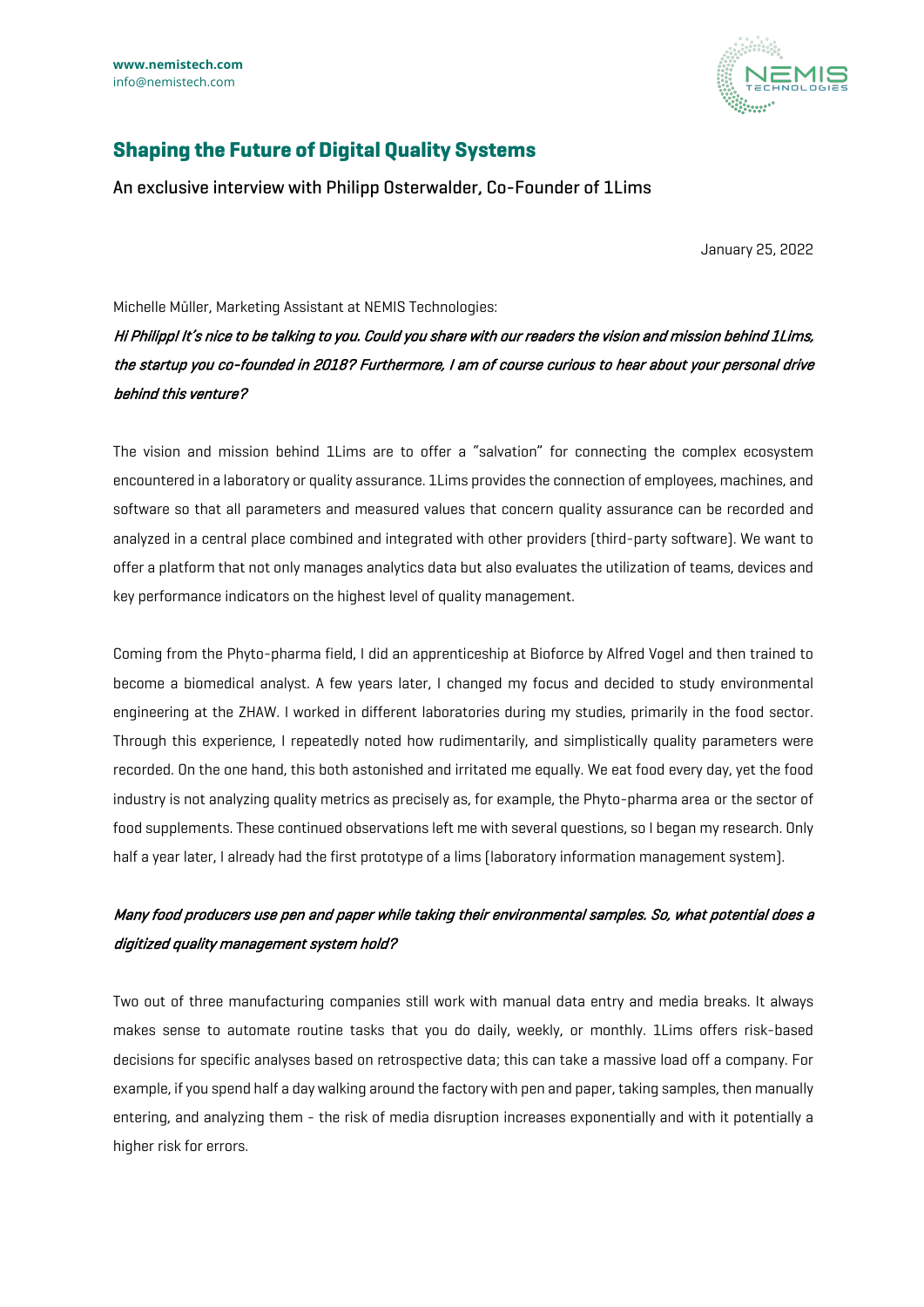www.nemistech.com
info@nemistech.com

# Shaping the Future of Digital Quality Systems

An exclusive interview with Philipp Osterwalder, Co-Founder of 1Lims

January 25, 2022

Michelle Müller, Marketing Assistant at NEMIS Technologies:

***Hi Philipp! It's nice to be talking to you. Could you share with our readers the vision and mission behind 1Lims, the startup you co-founded in 2018? Furthermore, I am of course curious to hear about your personal drive behind this venture?***

The vision and mission behind 1Lims are to offer a "salvation" for connecting the complex ecosystem encountered in a laboratory or quality assurance. 1Lims provides the connection of employees, machines, and software so that all parameters and measured values that concern quality assurance can be recorded and analyzed in a central place combined and integrated with other providers (third-party software). We want to offer a platform that not only manages analytics data but also evaluates the utilization of teams, devices and key performance indicators on the highest level of quality management.

Coming from the Phyto-pharma field, I did an apprenticeship at Bioforce by Alfred Vogel and then trained to become a biomedical analyst. A few years later, I changed my focus and decided to study environmental engineering at the ZHAW. I worked in different laboratories during my studies, primarily in the food sector. Through this experience, I repeatedly noted how rudimentarily, and simplistically quality parameters were recorded. On the one hand, this both astonished and irritated me equally. We eat food every day, yet the food industry is not analyzing quality metrics as precisely as, for example, the Phyto-pharma area or the sector of food supplements. These continued observations left me with several questions, so I began my research. Only half a year later, I already had the first prototype of a lims (laboratory information management system).

***Many food producers use pen and paper while taking their environmental samples. So, what potential does a digitized quality management system hold?***

Two out of three manufacturing companies still work with manual data entry and media breaks. It always makes sense to automate routine tasks that you do daily, weekly, or monthly. 1Lims offers risk-based decisions for specific analyses based on retrospective data; this can take a massive load off a company. For example, if you spend half a day walking around the factory with pen and paper, taking samples, then manually entering, and analyzing them - the risk of media disruption increases exponentially and with it potentially a higher risk for errors.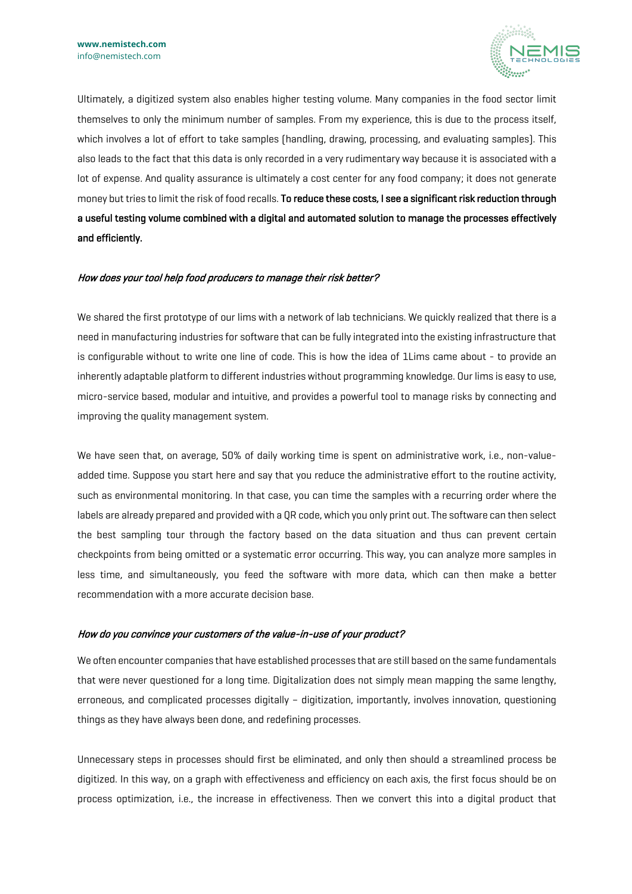Ultimately, a digitized system also enables higher testing volume. Many companies in the food sector limit themselves to only the minimum number of samples. From my experience, this is due to the process itself, which involves a lot of effort to take samples (handling, drawing, processing, and evaluating samples). This also leads to the fact that this data is only recorded in a very rudimentary way because it is associated with a lot of expense. And quality assurance is ultimately a cost center for any food company; it does not generate money but tries to limit the risk of food recalls. **To reduce these costs, I see a significant risk reduction through a useful testing volume combined with a digital and automated solution to manage the processes effectively and efficiently.**

***How does your tool help food producers to manage their risk better?***

We shared the first prototype of our lims with a network of lab technicians. We quickly realized that there is a need in manufacturing industries for software that can be fully integrated into the existing infrastructure that is configurable without to write one line of code. This is how the idea of 1Lims came about - to provide an inherently adaptable platform to different industries without programming knowledge. Our lims is easy to use, micro-service based, modular and intuitive, and provides a powerful tool to manage risks by connecting and improving the quality management system.

We have seen that, on average, 50% of daily working time is spent on administrative work, i.e., non-value-added time. Suppose you start here and say that you reduce the administrative effort to the routine activity, such as environmental monitoring. In that case, you can time the samples with a recurring order where the labels are already prepared and provided with a QR code, which you only print out. The software can then select the best sampling tour through the factory based on the data situation and thus can prevent certain checkpoints from being omitted or a systematic error occurring. This way, you can analyze more samples in less time, and simultaneously, you feed the software with more data, which can then make a better recommendation with a more accurate decision base.

***How do you convince your customers of the value-in-use of your product?***

We often encounter companies that have established processes that are still based on the same fundamentals that were never questioned for a long time. Digitalization does not simply mean mapping the same lengthy, erroneous, and complicated processes digitally – digitization, importantly, involves innovation, questioning things as they have always been done, and redefining processes.

Unnecessary steps in processes should first be eliminated, and only then should a streamlined process be digitized. In this way, on a graph with effectiveness and efficiency on each axis, the first focus should be on process optimization, i.e., the increase in effectiveness. Then we convert this into a digital product that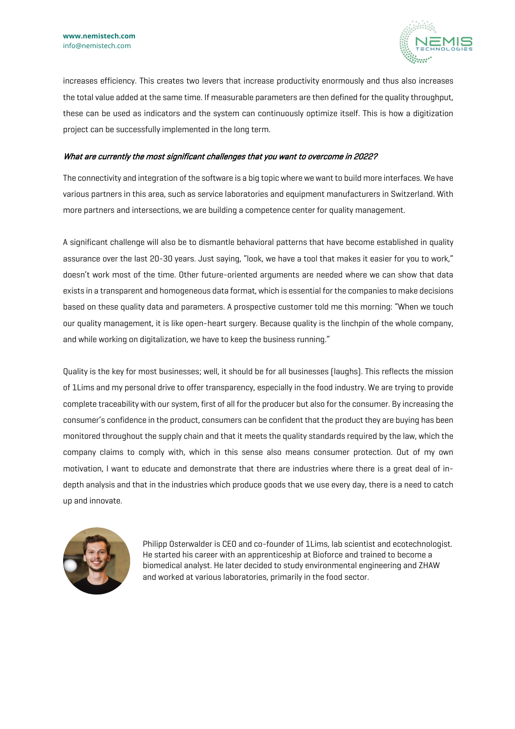increases efficiency. This creates two levers that increase productivity enormously and thus also increases the total value added at the same time. If measurable parameters are then defined for the quality throughput, these can be used as indicators and the system can continuously optimize itself. This is how a digitization project can be successfully implemented in the long term.

***What are currently the most significant challenges that you want to overcome in 2022?***

The connectivity and integration of the software is a big topic where we want to build more interfaces. We have various partners in this area, such as service laboratories and equipment manufacturers in Switzerland. With more partners and intersections, we are building a competence center for quality management.

A significant challenge will also be to dismantle behavioral patterns that have become established in quality assurance over the last 20-30 years. Just saying, "look, we have a tool that makes it easier for you to work," doesn't work most of the time. Other future-oriented arguments are needed where we can show that data exists in a transparent and homogeneous data format, which is essential for the companies to make decisions based on these quality data and parameters. A prospective customer told me this morning: "When we touch our quality management, it is like open-heart surgery. Because quality is the linchpin of the whole company, and while working on digitalization, we have to keep the business running."

Quality is the key for most businesses; well, it should be for all businesses (laughs). This reflects the mission of 1Lims and my personal drive to offer transparency, especially in the food industry. We are trying to provide complete traceability with our system, first of all for the producer but also for the consumer. By increasing the consumer's confidence in the product, consumers can be confident that the product they are buying has been monitored throughout the supply chain and that it meets the quality standards required by the law, which the company claims to comply with, which in this sense also means consumer protection. Out of my own motivation, I want to educate and demonstrate that there are industries where there is a great deal of in-depth analysis and that in the industries which produce goods that we use every day, there is a need to catch up and innovate.

Philipp Osterwalder is CEO and co-founder of 1Lims, lab scientist and ecotechnologist. He started his career with an apprenticeship at Bioforce and trained to become a biomedical analyst. He later decided to study environmental engineering and ZHAW and worked at various laboratories, primarily in the food sector.